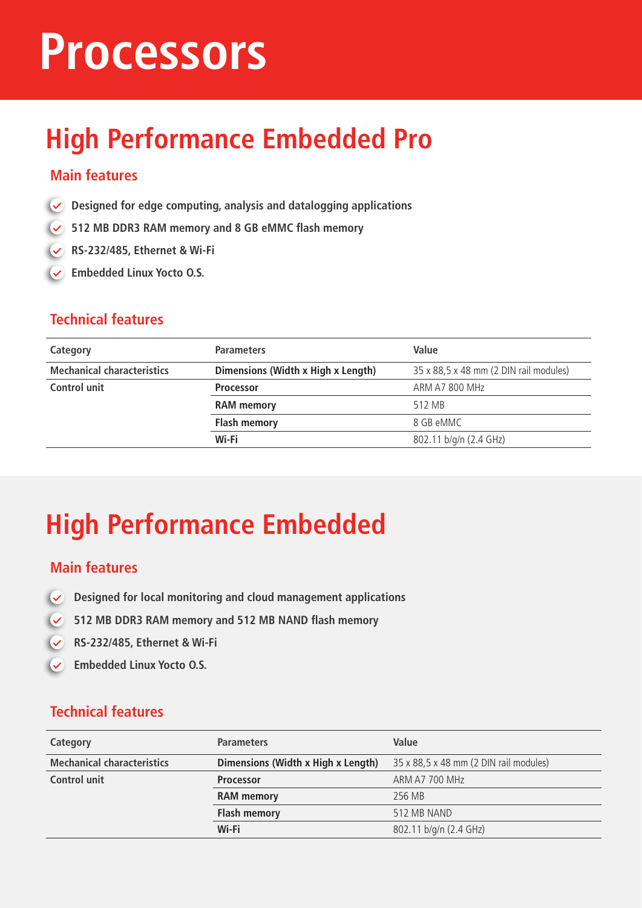# Processors

## High Performance Embedded Pro

### Main features

- Designed for edge computing, analysis and datalogging applications
- 512 MB DDR3 RAM memory and 8 GB eMMC flash memory
- RS-232/485, Ethernet & Wi-Fi
- Embedded Linux Yocto O.S.

### Technical features

| Category | Parameters | Value |
|---|---|---|
| Mechanical characteristics | Dimensions (Width x High x Length) | 35 x 88,5 x 48 mm (2 DIN rail modules) |
| Control unit | Processor | ARM A7 800 MHz |
| | RAM memory | 512 MB |
| | Flash memory | 8 GB eMMC |
| | Wi-Fi | 802.11 b/g/n (2.4 GHz) |

## High Performance Embedded

### Main features

- Designed for local monitoring and cloud management applications
- 512 MB DDR3 RAM memory and 512 MB NAND flash memory
- RS-232/485, Ethernet & Wi-Fi
- Embedded Linux Yocto O.S.

### Technical features

| Category | Parameters | Value |
|---|---|---|
| Mechanical characteristics | Dimensions (Width x High x Length) | 35 x 88,5 x 48 mm (2 DIN rail modules) |
| Control unit | Processor | ARM A7 700 MHz |
| | RAM memory | 256 MB |
| | Flash memory | 512 MB NAND |
| | Wi-Fi | 802.11 b/g/n (2.4 GHz) |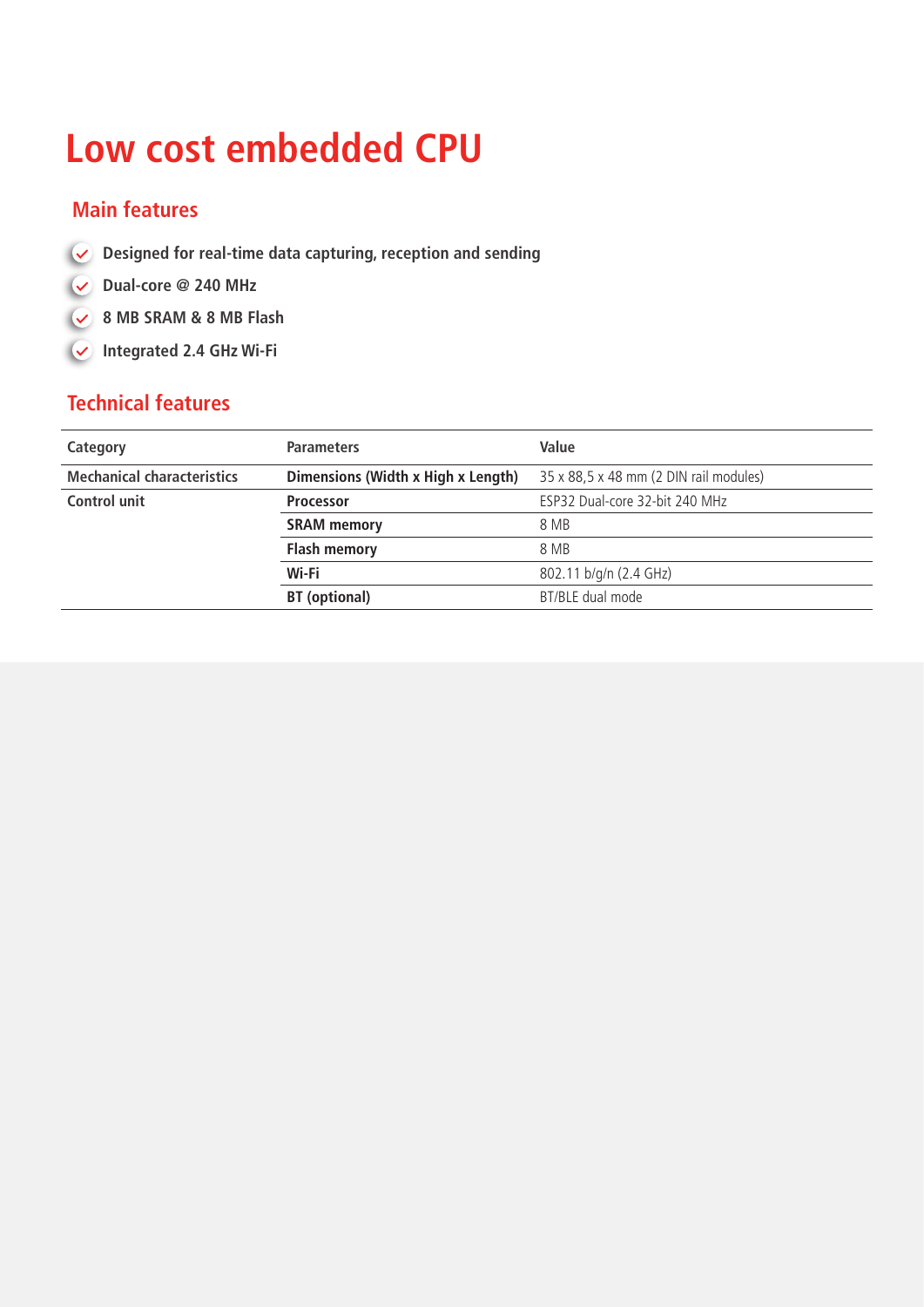# Low cost embedded CPU

## Main features

- **Designed for real-time data capturing, reception and sending**
- **Dual-core @ 240 MHz**
- **8 MB SRAM & 8 MB Flash**
- **Integrated 2.4 GHz Wi-Fi**

## Technical features

| Category | Parameters | Value |
| --- | --- | --- |
| **Mechanical characteristics** | **Dimensions (Width x High x Length)** | 35 x 88,5 x 48 mm (2 DIN rail modules) |
| **Control unit** | **Processor** | ESP32 Dual-core 32-bit 240 MHz |
| | **SRAM memory** | 8 MB |
| | **Flash memory** | 8 MB |
| | **Wi-Fi** | 802.11 b/g/n (2.4 GHz) |
| | **BT (optional)** | BT/BLE dual mode |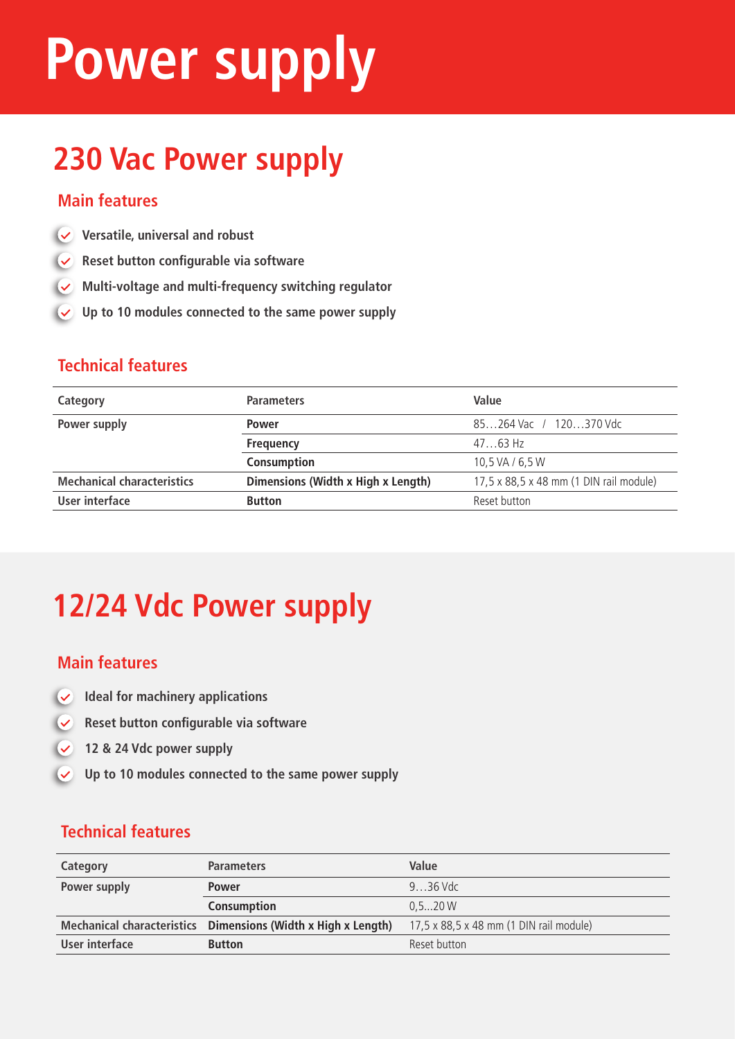# Power supply

## 230 Vac Power supply

### Main features

- Versatile, universal and robust
- Reset button configurable via software
- Multi-voltage and multi-frequency switching regulator
- Up to 10 modules connected to the same power supply

### Technical features

| Category | Parameters | Value |
|---|---|---|
| Power supply | **Power** | 85…264 Vac / 120…370 Vdc |
| | **Frequency** | 47…63 Hz |
| | **Consumption** | 10,5 VA / 6,5 W |
| Mechanical characteristics | **Dimensions (Width x High x Length)** | 17,5 x 88,5 x 48 mm (1 DIN rail module) |
| User interface | **Button** | Reset button |

## 12/24 Vdc Power supply

### Main features

- Ideal for machinery applications
- Reset button configurable via software
- 12 & 24 Vdc power supply
- Up to 10 modules connected to the same power supply

### Technical features

| Category | Parameters | Value |
|---|---|---|
| Power supply | **Power** | 9…36 Vdc |
| | **Consumption** | 0,5...20 W |
| Mechanical characteristics | **Dimensions (Width x High x Length)** | 17,5 x 88,5 x 48 mm (1 DIN rail module) |
| User interface | **Button** | Reset button |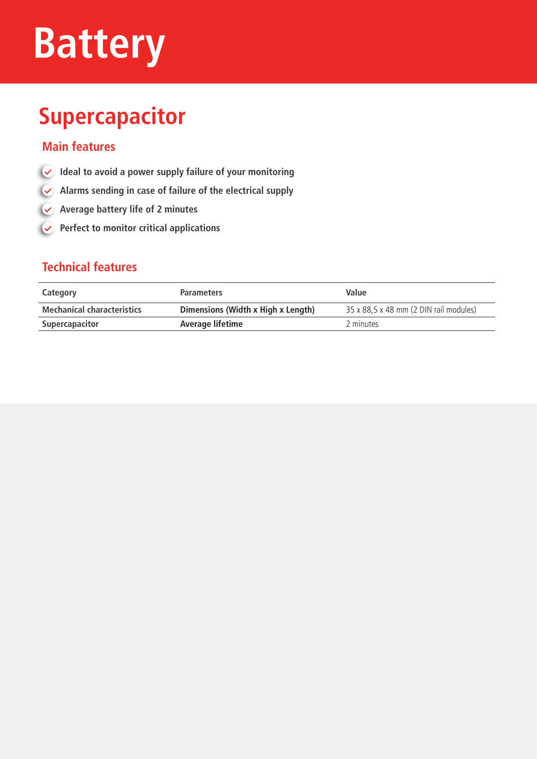# Battery

## Supercapacitor

### Main features

- Ideal to avoid a power supply failure of your monitoring
- Alarms sending in case of failure of the electrical supply
- Average battery life of 2 minutes
- Perfect to monitor critical applications

### Technical features

| Category | Parameters | Value |
| --- | --- | --- |
| **Mechanical characteristics** | **Dimensions (Width x High x Length)** | 35 x 88,5 x 48 mm (2 DIN rail modules) |
| **Supercapacitor** | **Average lifetime** | 2 minutes |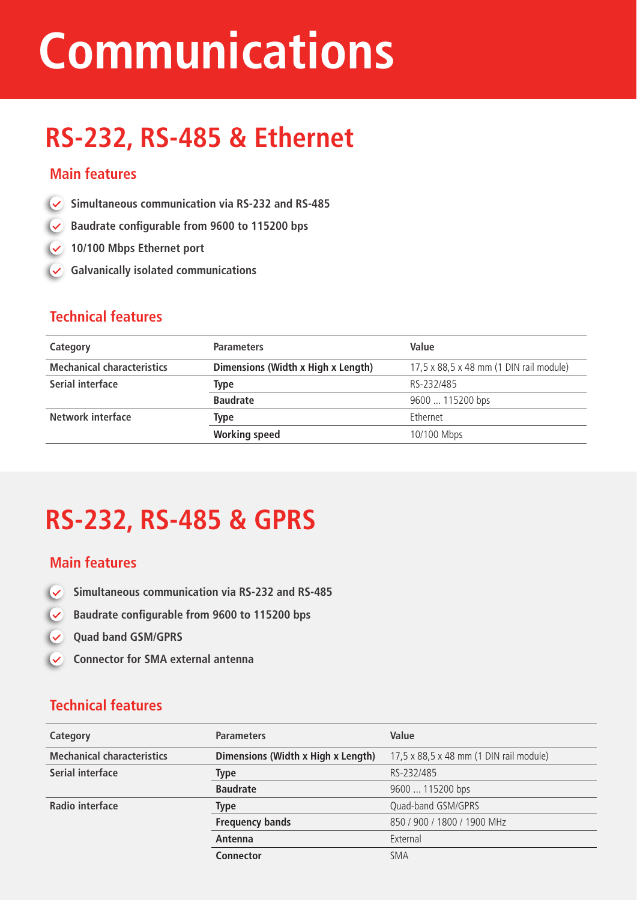# Communications

## RS-232, RS-485 & Ethernet

### Main features

- Simultaneous communication via RS-232 and RS-485
- Baudrate configurable from 9600 to 115200 bps
- 10/100 Mbps Ethernet port
- Galvanically isolated communications

### Technical features

| Category | Parameters | Value |
|---|---|---|
| Mechanical characteristics | Dimensions (Width x High x Length) | 17,5 x 88,5 x 48 mm (1 DIN rail module) |
| Serial interface | Type | RS-232/485 |
| | Baudrate | 9600 ... 115200 bps |
| Network interface | Type | Ethernet |
| | Working speed | 10/100 Mbps |

## RS-232, RS-485 & GPRS

### Main features

- Simultaneous communication via RS-232 and RS-485
- Baudrate configurable from 9600 to 115200 bps
- Quad band GSM/GPRS
- Connector for SMA external antenna

### Technical features

| Category | Parameters | Value |
|---|---|---|
| Mechanical characteristics | Dimensions (Width x High x Length) | 17,5 x 88,5 x 48 mm (1 DIN rail module) |
| Serial interface | Type | RS-232/485 |
| | Baudrate | 9600 ... 115200 bps |
| Radio interface | Type | Quad-band GSM/GPRS |
| | Frequency bands | 850 / 900 / 1800 / 1900 MHz |
| | Antenna | External |
| | Connector | SMA |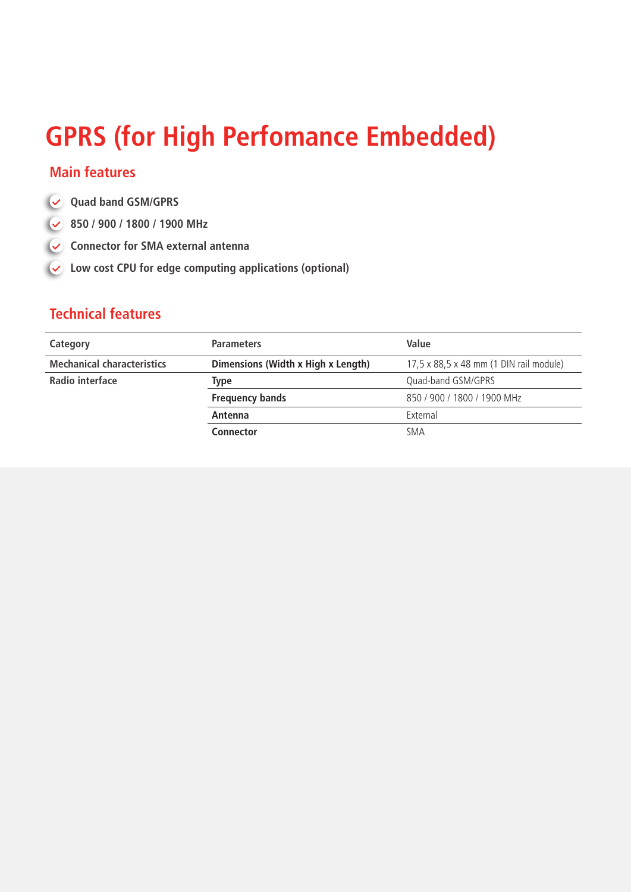# GPRS (for High Perfomance Embedded)

## Main features

- Quad band GSM/GPRS
- 850 / 900 / 1800 / 1900 MHz
- Connector for SMA external antenna
- Low cost CPU for edge computing applications (optional)

## Technical features

| Category | Parameters | Value |
|---|---|---|
| Mechanical characteristics | Dimensions (Width x High x Length) | 17,5 x 88,5 x 48 mm (1 DIN rail module) |
| Radio interface | Type | Quad-band GSM/GPRS |
| | Frequency bands | 850 / 900 / 1800 / 1900 MHz |
| | Antenna | External |
| | Connector | SMA |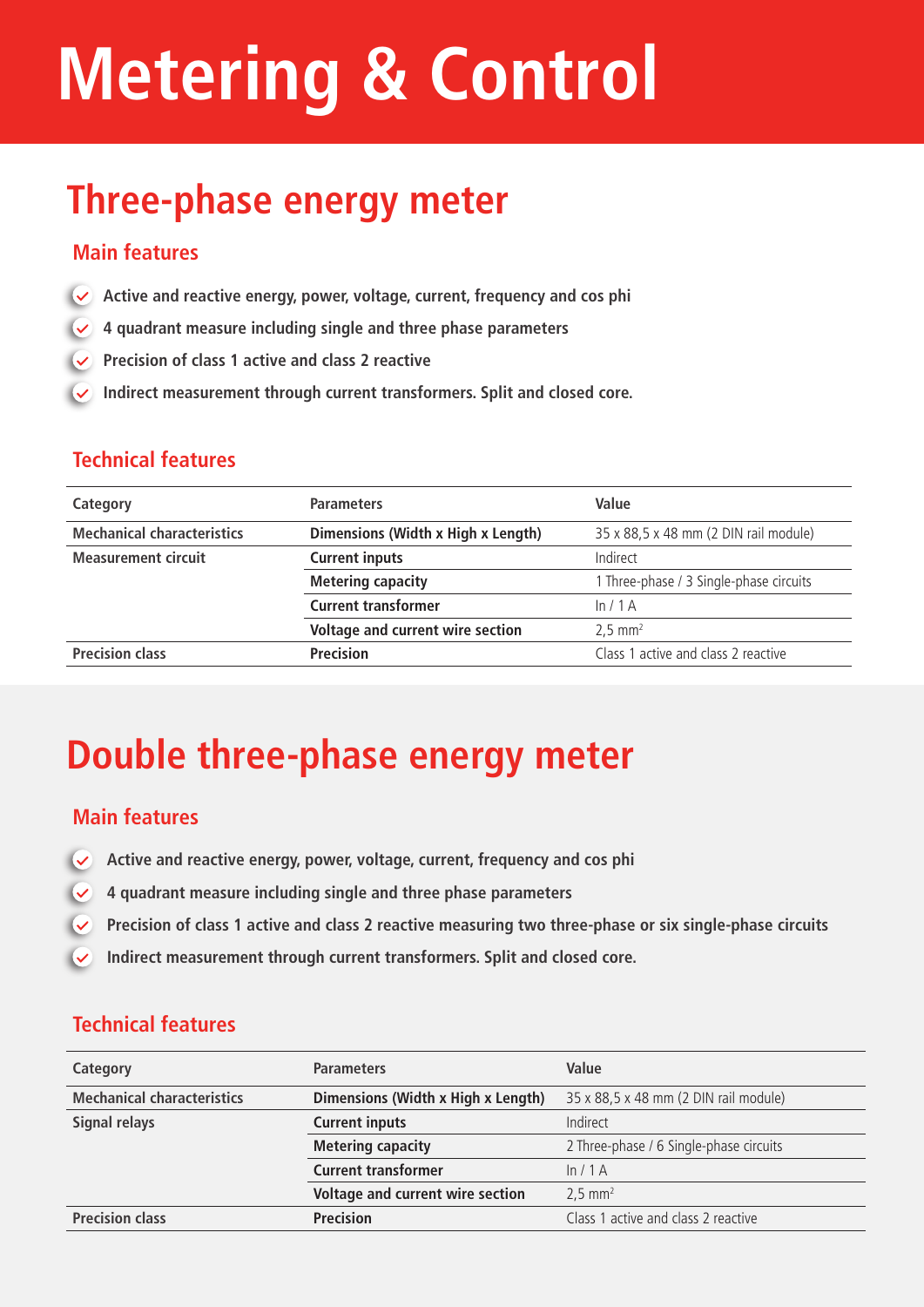# Metering & Control

## Three-phase energy meter

### Main features

- Active and reactive energy, power, voltage, current, frequency and cos phi
- 4 quadrant measure including single and three phase parameters
- Precision of class 1 active and class 2 reactive
- Indirect measurement through current transformers. Split and closed core.

### Technical features

| Category | Parameters | Value |
|---|---|---|
| **Mechanical characteristics** | **Dimensions (Width x High x Length)** | 35 x 88,5 x 48 mm (2 DIN rail module) |
| **Measurement circuit** | **Current inputs** | Indirect |
| | **Metering capacity** | 1 Three-phase / 3 Single-phase circuits |
| | **Current transformer** | In / 1 A |
| | **Voltage and current wire section** | 2,5 mm$^2$ |
| **Precision class** | **Precision** | Class 1 active and class 2 reactive |

## Double three-phase energy meter

### Main features

- Active and reactive energy, power, voltage, current, frequency and cos phi
- 4 quadrant measure including single and three phase parameters
- Precision of class 1 active and class 2 reactive measuring two three-phase or six single-phase circuits
- Indirect measurement through current transformers. Split and closed core.

### Technical features

| Category | Parameters | Value |
|---|---|---|
| **Mechanical characteristics** | **Dimensions (Width x High x Length)** | 35 x 88,5 x 48 mm (2 DIN rail module) |
| **Signal relays** | **Current inputs** | Indirect |
| | **Metering capacity** | 2 Three-phase / 6 Single-phase circuits |
| | **Current transformer** | In / 1 A |
| | **Voltage and current wire section** | 2,5 mm$^2$ |
| **Precision class** | **Precision** | Class 1 active and class 2 reactive |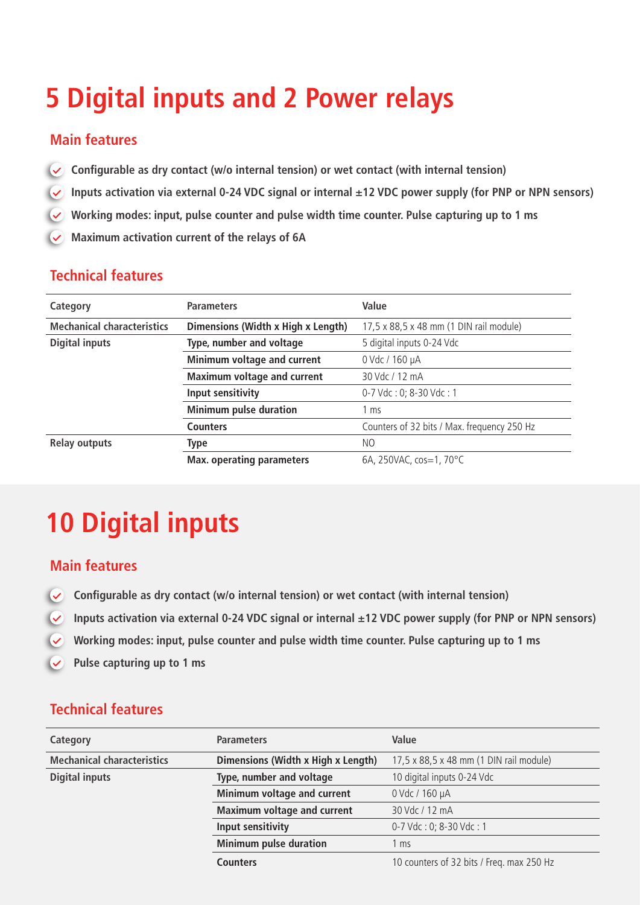# 5 Digital inputs and 2 Power relays

## Main features

- Configurable as dry contact (w/o internal tension) or wet contact (with internal tension)
- Inputs activation via external 0-24 VDC signal or internal ±12 VDC power supply (for PNP or NPN sensors)
- Working modes: input, pulse counter and pulse width time counter. Pulse capturing up to 1 ms
- Maximum activation current of the relays of 6A

## Technical features

| Category | Parameters | Value |
|---|---|---|
| Mechanical characteristics | Dimensions (Width x High x Length) | 17,5 x 88,5 x 48 mm (1 DIN rail module) |
| Digital inputs | Type, number and voltage | 5 digital inputs 0-24 Vdc |
| | Minimum voltage and current | 0 Vdc / 160 µA |
| | Maximum voltage and current | 30 Vdc / 12 mA |
| | Input sensitivity | 0-7 Vdc : 0; 8-30 Vdc : 1 |
| | Minimum pulse duration | 1 ms |
| | Counters | Counters of 32 bits / Max. frequency 250 Hz |
| Relay outputs | Type | NO |
| | Max. operating parameters | 6A, 250VAC, cos=1, 70°C |

# 10 Digital inputs

## Main features

- Configurable as dry contact (w/o internal tension) or wet contact (with internal tension)
- Inputs activation via external 0-24 VDC signal or internal ±12 VDC power supply (for PNP or NPN sensors)
- Working modes: input, pulse counter and pulse width time counter. Pulse capturing up to 1 ms
- Pulse capturing up to 1 ms

## Technical features

| Category | Parameters | Value |
|---|---|---|
| Mechanical characteristics | Dimensions (Width x High x Length) | 17,5 x 88,5 x 48 mm (1 DIN rail module) |
| Digital inputs | Type, number and voltage | 10 digital inputs 0-24 Vdc |
| | Minimum voltage and current | 0 Vdc / 160 µA |
| | Maximum voltage and current | 30 Vdc / 12 mA |
| | Input sensitivity | 0-7 Vdc : 0; 8-30 Vdc : 1 |
| | Minimum pulse duration | 1 ms |
| | Counters | 10 counters of 32 bits / Freq. max 250 Hz |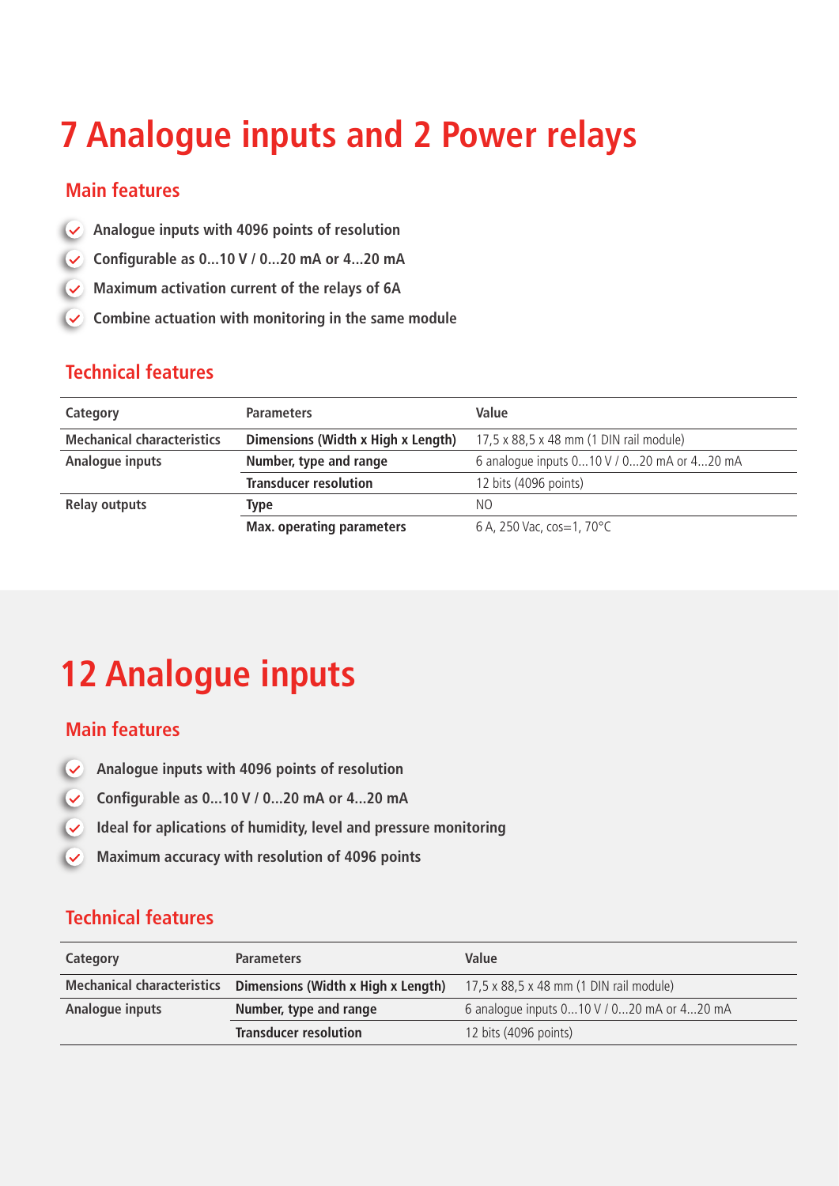# 7 Analogue inputs and 2 Power relays

## Main features

- Analogue inputs with 4096 points of resolution
- Configurable as 0...10 V / 0...20 mA or 4...20 mA
- Maximum activation current of the relays of 6A
- Combine actuation with monitoring in the same module

## Technical features

| Category | Parameters | Value |
|---|---|---|
| Mechanical characteristics | Dimensions (Width x High x Length) | 17,5 x 88,5 x 48 mm (1 DIN rail module) |
| Analogue inputs | Number, type and range | 6 analogue inputs 0...10 V / 0...20 mA or 4...20 mA |
| | Transducer resolution | 12 bits (4096 points) |
| Relay outputs | Type | NO |
| | Max. operating parameters | 6 A, 250 Vac, cos=1, 70°C |

# 12 Analogue inputs

## Main features

- Analogue inputs with 4096 points of resolution
- Configurable as 0...10 V / 0...20 mA or 4...20 mA
- Ideal for aplications of humidity, level and pressure monitoring
- Maximum accuracy with resolution of 4096 points

## Technical features

| Category | Parameters | Value |
|---|---|---|
| Mechanical characteristics | Dimensions (Width x High x Length) | 17,5 x 88,5 x 48 mm (1 DIN rail module) |
| Analogue inputs | Number, type and range | 6 analogue inputs 0...10 V / 0...20 mA or 4...20 mA |
| | Transducer resolution | 12 bits (4096 points) |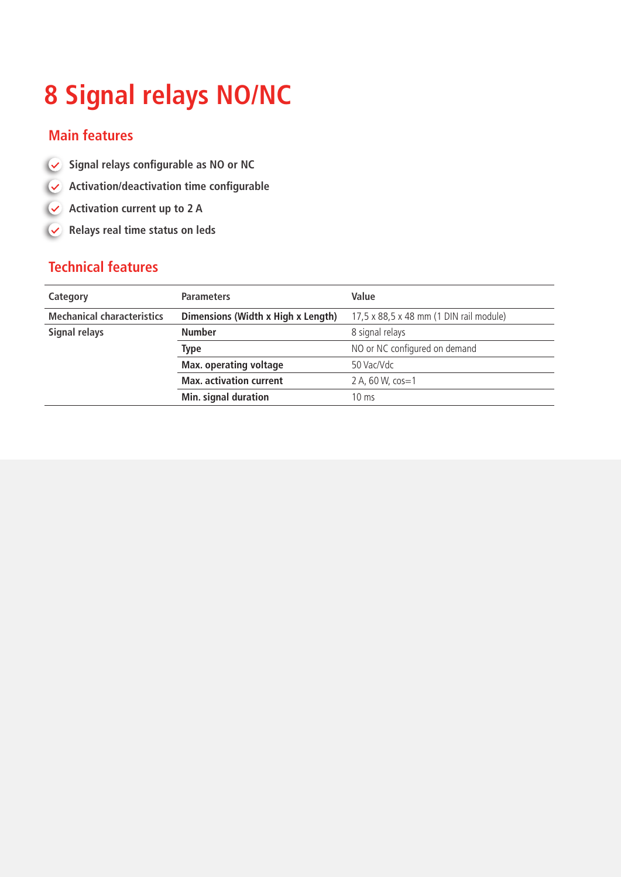# 8 Signal relays NO/NC

## Main features

- Signal relays configurable as NO or NC
- Activation/deactivation time configurable
- Activation current up to 2 A
- Relays real time status on leds

## Technical features

| Category | Parameters | Value |
|---|---|---|
| Mechanical characteristics | **Dimensions (Width x High x Length)** | 17,5 x 88,5 x 48 mm (1 DIN rail module) |
| Signal relays | **Number** | 8 signal relays |
| | **Type** | NO or NC configured on demand |
| | **Max. operating voltage** | 50 Vac/Vdc |
| | **Max. activation current** | 2 A, 60 W, cos=1 |
| | **Min. signal duration** | 10 ms |